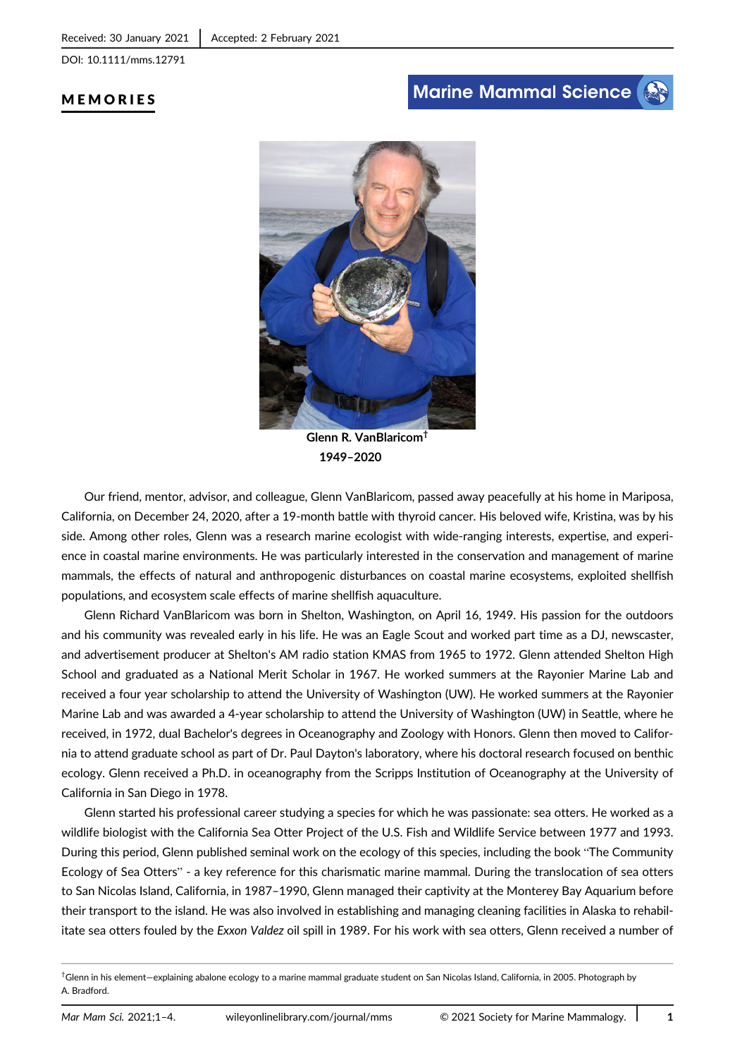Received: 30 January 2021 | Accepted: 2 February 2021

DOI: 10.1111/mms.12791

**MEMORIES**

**Glenn R. VanBlaricom**[†]

**1949–2020**

Our friend, mentor, advisor, and colleague, Glenn VanBlaricom, passed away peacefully at his home in Mariposa, California, on December 24, 2020, after a 19-month battle with thyroid cancer. His beloved wife, Kristina, was by his side. Among other roles, Glenn was a research marine ecologist with wide-ranging interests, expertise, and experience in coastal marine environments. He was particularly interested in the conservation and management of marine mammals, the effects of natural and anthropogenic disturbances on coastal marine ecosystems, exploited shellfish populations, and ecosystem scale effects of marine shellfish aquaculture.

Glenn Richard VanBlaricom was born in Shelton, Washington, on April 16, 1949. His passion for the outdoors and his community was revealed early in his life. He was an Eagle Scout and worked part time as a DJ, newscaster, and advertisement producer at Shelton's AM radio station KMAS from 1965 to 1972. Glenn attended Shelton High School and graduated as a National Merit Scholar in 1967. He worked summers at the Rayonier Marine Lab and received a four year scholarship to attend the University of Washington (UW). He worked summers at the Rayonier Marine Lab and was awarded a 4-year scholarship to attend the University of Washington (UW) in Seattle, where he received, in 1972, dual Bachelor's degrees in Oceanography and Zoology with Honors. Glenn then moved to California to attend graduate school as part of Dr. Paul Dayton's laboratory, where his doctoral research focused on benthic ecology. Glenn received a Ph.D. in oceanography from the Scripps Institution of Oceanography at the University of California in San Diego in 1978.

Glenn started his professional career studying a species for which he was passionate: sea otters. He worked as a wildlife biologist with the California Sea Otter Project of the U.S. Fish and Wildlife Service between 1977 and 1993. During this period, Glenn published seminal work on the ecology of this species, including the book "The Community Ecology of Sea Otters" - a key reference for this charismatic marine mammal. During the translocation of sea otters to San Nicolas Island, California, in 1987–1990, Glenn managed their captivity at the Monterey Bay Aquarium before their transport to the island. He was also involved in establishing and managing cleaning facilities in Alaska to rehabilitate sea otters fouled by the *Exxon Valdez* oil spill in 1989. For his work with sea otters, Glenn received a number of

[†]Glenn in his element—explaining abalone ecology to a marine mammal graduate student on San Nicolas Island, California, in 2005. Photograph by A. Bradford.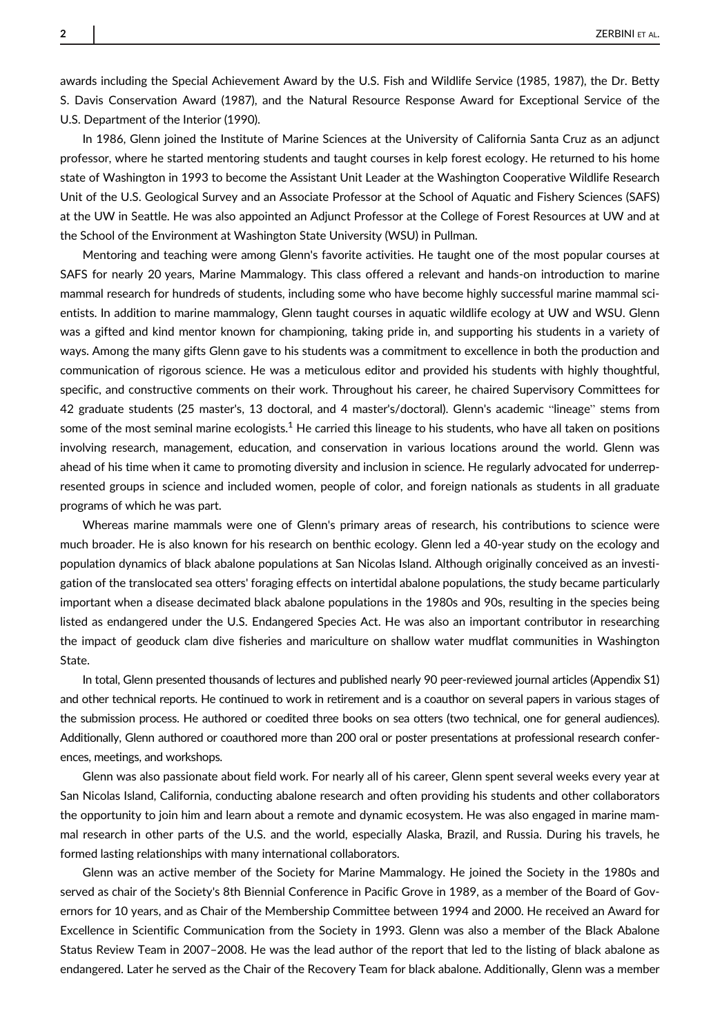awards including the Special Achievement Award by the U.S. Fish and Wildlife Service (1985, 1987), the Dr. Betty S. Davis Conservation Award (1987), and the Natural Resource Response Award for Exceptional Service of the U.S. Department of the Interior (1990).

In 1986, Glenn joined the Institute of Marine Sciences at the University of California Santa Cruz as an adjunct professor, where he started mentoring students and taught courses in kelp forest ecology. He returned to his home state of Washington in 1993 to become the Assistant Unit Leader at the Washington Cooperative Wildlife Research Unit of the U.S. Geological Survey and an Associate Professor at the School of Aquatic and Fishery Sciences (SAFS) at the UW in Seattle. He was also appointed an Adjunct Professor at the College of Forest Resources at UW and at the School of the Environment at Washington State University (WSU) in Pullman.

Mentoring and teaching were among Glenn's favorite activities. He taught one of the most popular courses at SAFS for nearly 20 years, Marine Mammalogy. This class offered a relevant and hands-on introduction to marine mammal research for hundreds of students, including some who have become highly successful marine mammal scientists. In addition to marine mammalogy, Glenn taught courses in aquatic wildlife ecology at UW and WSU. Glenn was a gifted and kind mentor known for championing, taking pride in, and supporting his students in a variety of ways. Among the many gifts Glenn gave to his students was a commitment to excellence in both the production and communication of rigorous science. He was a meticulous editor and provided his students with highly thoughtful, specific, and constructive comments on their work. Throughout his career, he chaired Supervisory Committees for 42 graduate students (25 master's, 13 doctoral, and 4 master's/doctoral). Glenn's academic "lineage" stems from some of the most seminal marine ecologists.[1] He carried this lineage to his students, who have all taken on positions involving research, management, education, and conservation in various locations around the world. Glenn was ahead of his time when it came to promoting diversity and inclusion in science. He regularly advocated for underrepresented groups in science and included women, people of color, and foreign nationals as students in all graduate programs of which he was part.

Whereas marine mammals were one of Glenn's primary areas of research, his contributions to science were much broader. He is also known for his research on benthic ecology. Glenn led a 40-year study on the ecology and population dynamics of black abalone populations at San Nicolas Island. Although originally conceived as an investigation of the translocated sea otters' foraging effects on intertidal abalone populations, the study became particularly important when a disease decimated black abalone populations in the 1980s and 90s, resulting in the species being listed as endangered under the U.S. Endangered Species Act. He was also an important contributor in researching the impact of geoduck clam dive fisheries and mariculture on shallow water mudflat communities in Washington State.

In total, Glenn presented thousands of lectures and published nearly 90 peer-reviewed journal articles (Appendix S1) and other technical reports. He continued to work in retirement and is a coauthor on several papers in various stages of the submission process. He authored or coedited three books on sea otters (two technical, one for general audiences). Additionally, Glenn authored or coauthored more than 200 oral or poster presentations at professional research conferences, meetings, and workshops.

Glenn was also passionate about field work. For nearly all of his career, Glenn spent several weeks every year at San Nicolas Island, California, conducting abalone research and often providing his students and other collaborators the opportunity to join him and learn about a remote and dynamic ecosystem. He was also engaged in marine mammal research in other parts of the U.S. and the world, especially Alaska, Brazil, and Russia. During his travels, he formed lasting relationships with many international collaborators.

Glenn was an active member of the Society for Marine Mammalogy. He joined the Society in the 1980s and served as chair of the Society's 8th Biennial Conference in Pacific Grove in 1989, as a member of the Board of Governors for 10 years, and as Chair of the Membership Committee between 1994 and 2000. He received an Award for Excellence in Scientific Communication from the Society in 1993. Glenn was also a member of the Black Abalone Status Review Team in 2007–2008. He was the lead author of the report that led to the listing of black abalone as endangered. Later he served as the Chair of the Recovery Team for black abalone. Additionally, Glenn was a member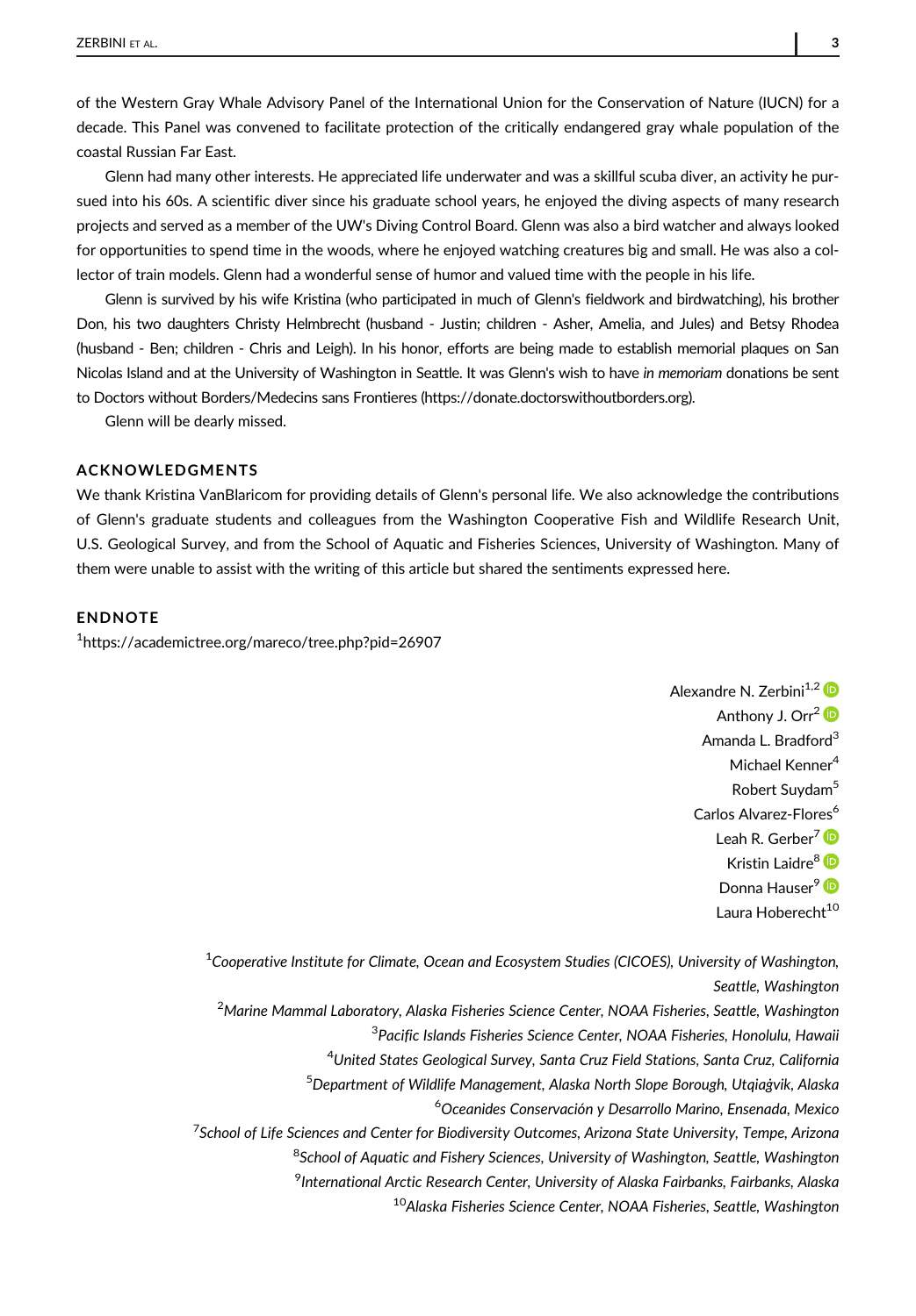of the Western Gray Whale Advisory Panel of the International Union for the Conservation of Nature (IUCN) for a decade. This Panel was convened to facilitate protection of the critically endangered gray whale population of the coastal Russian Far East.

Glenn had many other interests. He appreciated life underwater and was a skillful scuba diver, an activity he pursued into his 60s. A scientific diver since his graduate school years, he enjoyed the diving aspects of many research projects and served as a member of the UW's Diving Control Board. Glenn was also a bird watcher and always looked for opportunities to spend time in the woods, where he enjoyed watching creatures big and small. He was also a collector of train models. Glenn had a wonderful sense of humor and valued time with the people in his life.

Glenn is survived by his wife Kristina (who participated in much of Glenn's fieldwork and birdwatching), his brother Don, his two daughters Christy Helmbrecht (husband - Justin; children - Asher, Amelia, and Jules) and Betsy Rhodea (husband - Ben; children - Chris and Leigh). In his honor, efforts are being made to establish memorial plaques on San Nicolas Island and at the University of Washington in Seattle. It was Glenn's wish to have *in memoriam* donations be sent to Doctors without Borders/Medecins sans Frontieres (https://donate.doctorswithoutborders.org).

Glenn will be dearly missed.

## ACKNOWLEDGMENTS

We thank Kristina VanBlaricom for providing details of Glenn's personal life. We also acknowledge the contributions of Glenn's graduate students and colleagues from the Washington Cooperative Fish and Wildlife Research Unit, U.S. Geological Survey, and from the School of Aquatic and Fisheries Sciences, University of Washington. Many of them were unable to assist with the writing of this article but shared the sentiments expressed here.

## ENDNOTE

[1] https://academictree.org/mareco/tree.php?pid=26907

Alexandre N. Zerbini[1,2]
Anthony J. Orr[2]
Amanda L. Bradford[3]
Michael Kenner[4]
Robert Suydam[5]
Carlos Alvarez-Flores[6]
Leah R. Gerber[7]
Kristin Laidre[8]
Donna Hauser[9]
Laura Hoberecht[10]

[1] *Cooperative Institute for Climate, Ocean and Ecosystem Studies (CICOES), University of Washington, Seattle, Washington*
[2] *Marine Mammal Laboratory, Alaska Fisheries Science Center, NOAA Fisheries, Seattle, Washington*
[3] *Pacific Islands Fisheries Science Center, NOAA Fisheries, Honolulu, Hawaii*
[4] *United States Geological Survey, Santa Cruz Field Stations, Santa Cruz, California*
[5] *Department of Wildlife Management, Alaska North Slope Borough, Utqiaġvik, Alaska*
[6] *Oceanides Conservación y Desarrollo Marino, Ensenada, Mexico*
[7] *School of Life Sciences and Center for Biodiversity Outcomes, Arizona State University, Tempe, Arizona*
[8] *School of Aquatic and Fishery Sciences, University of Washington, Seattle, Washington*
[9] *International Arctic Research Center, University of Alaska Fairbanks, Fairbanks, Alaska*
[10] *Alaska Fisheries Science Center, NOAA Fisheries, Seattle, Washington*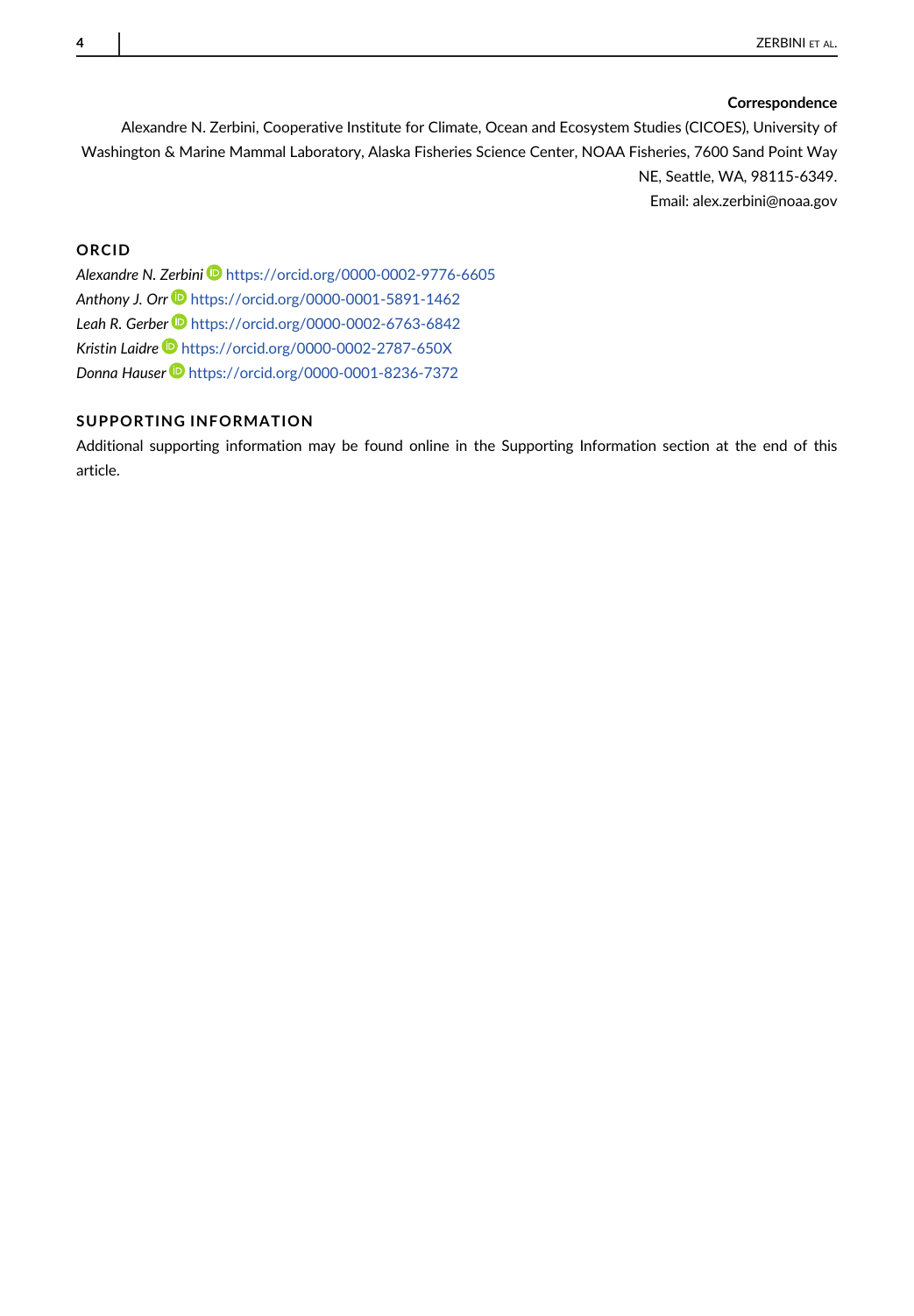**Correspondence**

Alexandre N. Zerbini, Cooperative Institute for Climate, Ocean and Ecosystem Studies (CICOES), University of Washington & Marine Mammal Laboratory, Alaska Fisheries Science Center, NOAA Fisheries, 7600 Sand Point Way NE, Seattle, WA, 98115-6349.
Email: alex.zerbini@noaa.gov

## ORCID

*Alexandre N. Zerbini* https://orcid.org/0000-0002-9776-6605
*Anthony J. Orr* https://orcid.org/0000-0001-5891-1462
*Leah R. Gerber* https://orcid.org/0000-0002-6763-6842
*Kristin Laidre* https://orcid.org/0000-0002-2787-650X
*Donna Hauser* https://orcid.org/0000-0001-8236-7372

## SUPPORTING INFORMATION

Additional supporting information may be found online in the Supporting Information section at the end of this article.